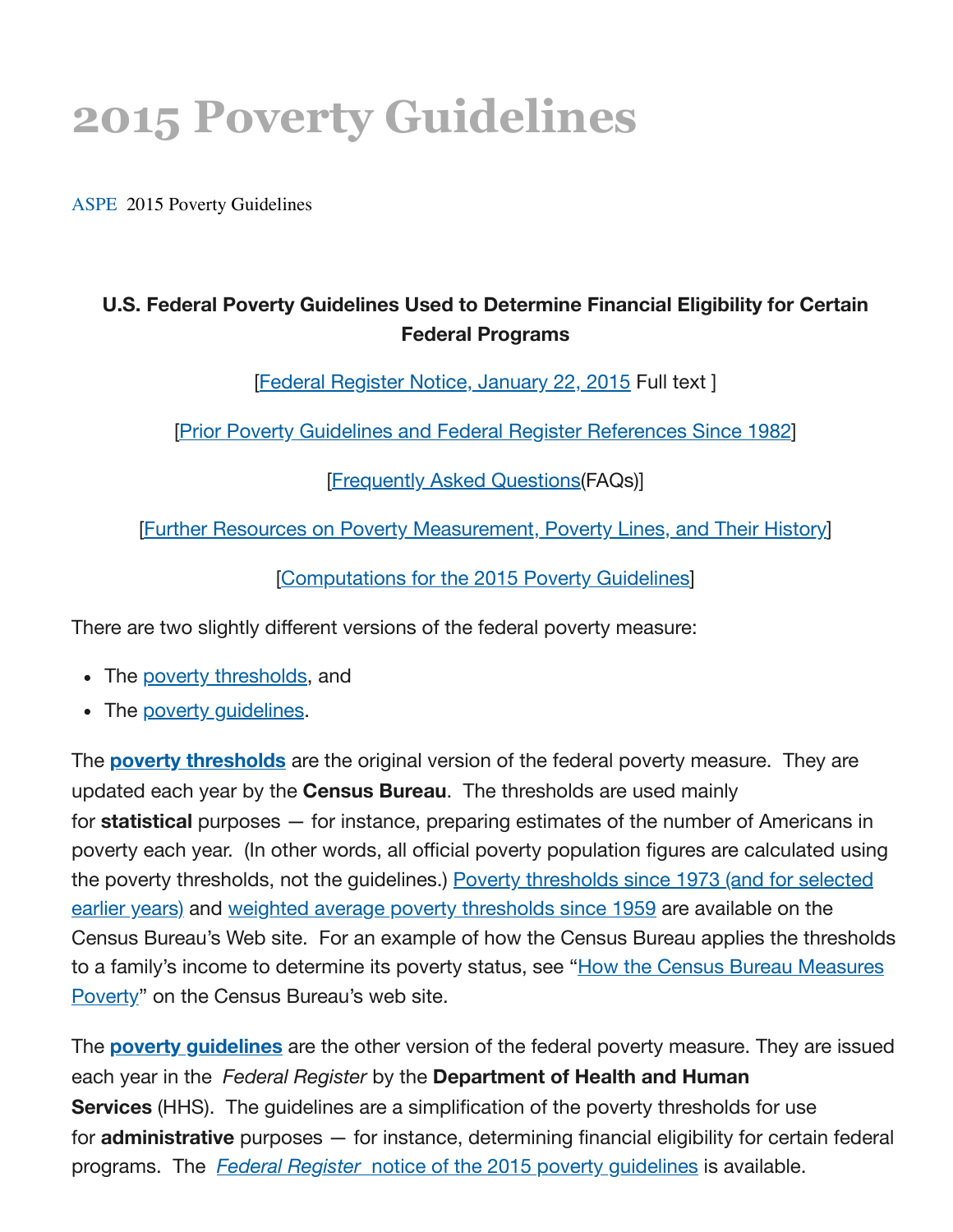# 2015 Poverty Guidelines

ASPE 2015 Poverty Guidelines

**U.S. Federal Poverty Guidelines Used to Determine Financial Eligibility for Certain Federal Programs**

[Federal Register Notice, January 22, 2015 Full text ]

[Prior Poverty Guidelines and Federal Register References Since 1982]

[Frequently Asked Questions(FAQs)]

[Further Resources on Poverty Measurement, Poverty Lines, and Their History]

[Computations for the 2015 Poverty Guidelines]

There are two slightly different versions of the federal poverty measure:

- The poverty thresholds, and
- The poverty guidelines.

The **poverty thresholds** are the original version of the federal poverty measure. They are updated each year by the **Census Bureau**. The thresholds are used mainly for **statistical** purposes — for instance, preparing estimates of the number of Americans in poverty each year. (In other words, all official poverty population figures are calculated using the poverty thresholds, not the guidelines.) Poverty thresholds since 1973 (and for selected earlier years) and weighted average poverty thresholds since 1959 are available on the Census Bureau's Web site. For an example of how the Census Bureau applies the thresholds to a family's income to determine its poverty status, see "How the Census Bureau Measures Poverty" on the Census Bureau's web site.

The **poverty guidelines** are the other version of the federal poverty measure. They are issued each year in the *Federal Register* by the **Department of Health and Human Services** (HHS). The guidelines are a simplification of the poverty thresholds for use for **administrative** purposes — for instance, determining financial eligibility for certain federal programs. The *Federal Register* notice of the 2015 poverty guidelines is available.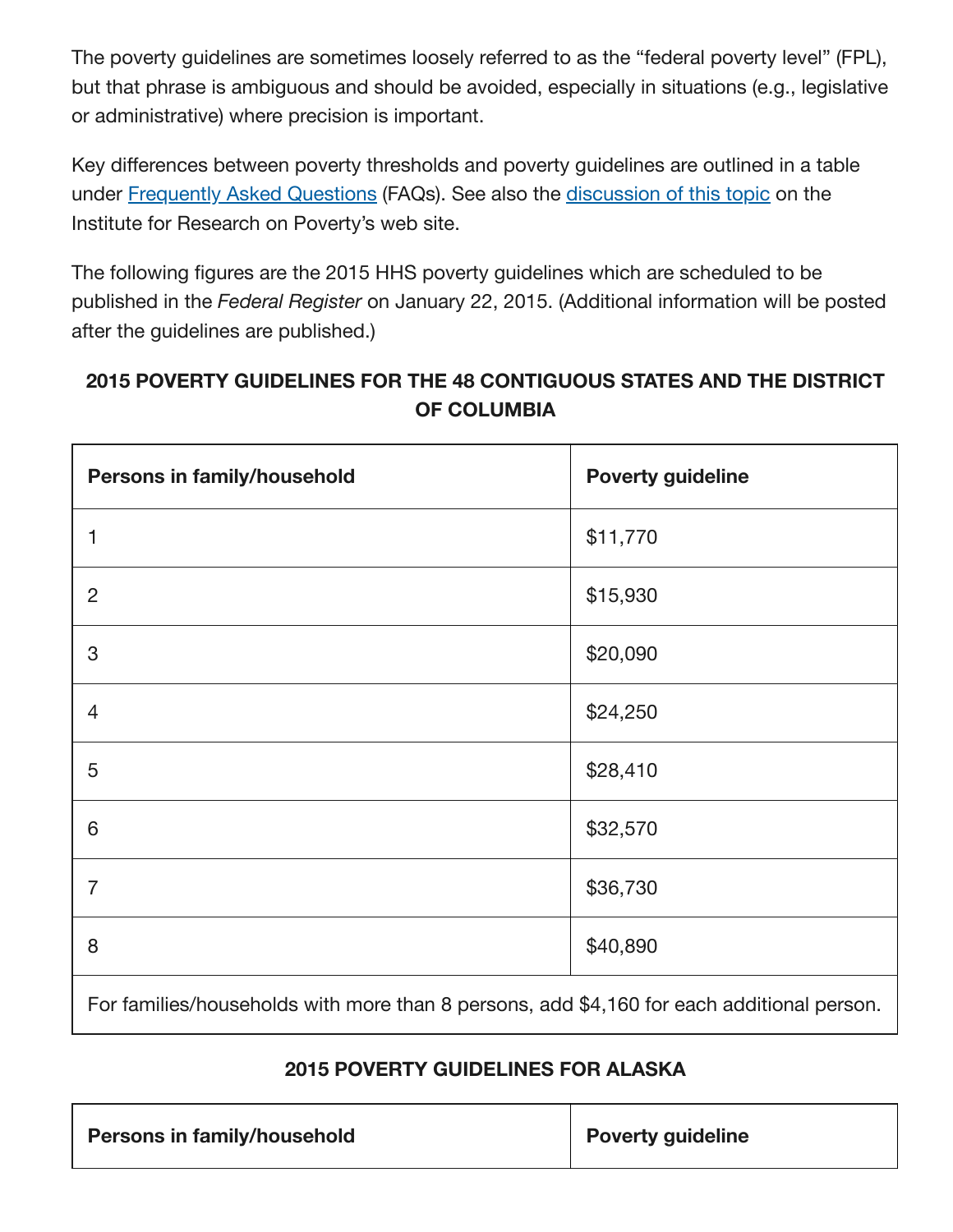The poverty guidelines are sometimes loosely referred to as the "federal poverty level" (FPL), but that phrase is ambiguous and should be avoided, especially in situations (e.g., legislative or administrative) where precision is important.

Key differences between poverty thresholds and poverty guidelines are outlined in a table under Frequently Asked Questions (FAQs). See also the discussion of this topic on the Institute for Research on Poverty's web site.

The following figures are the 2015 HHS poverty guidelines which are scheduled to be published in the *Federal Register* on January 22, 2015. (Additional information will be posted after the guidelines are published.)

**2015 POVERTY GUIDELINES FOR THE 48 CONTIGUOUS STATES AND THE DISTRICT OF COLUMBIA**

| Persons in family/household | Poverty guideline |
| --- | --- |
| 1 | $11,770 |
| 2 | $15,930 |
| 3 | $20,090 |
| 4 | $24,250 |
| 5 | $28,410 |
| 6 | $32,570 |
| 7 | $36,730 |
| 8 | $40,890 |
| For families/households with more than 8 persons, add $4,160 for each additional person. | |

**2015 POVERTY GUIDELINES FOR ALASKA**

| Persons in family/household | Poverty guideline |
| --- | --- |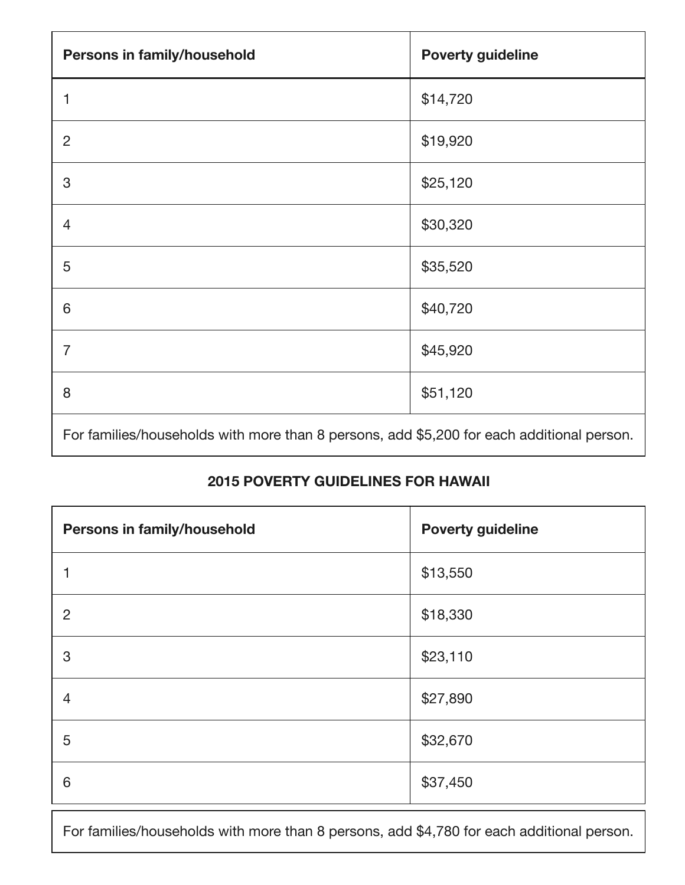| Persons in family/household | Poverty guideline |
| --- | --- |
| 1 | $14,720 |
| 2 | $19,920 |
| 3 | $25,120 |
| 4 | $30,320 |
| 5 | $35,520 |
| 6 | $40,720 |
| 7 | $45,920 |
| 8 | $51,120 |
| For families/households with more than 8 persons, add $5,200 for each additional person. | |

**2015 POVERTY GUIDELINES FOR HAWAII**

| Persons in family/household | Poverty guideline |
| --- | --- |
| 1 | $13,550 |
| 2 | $18,330 |
| 3 | $23,110 |
| 4 | $27,890 |
| 5 | $32,670 |
| 6 | $37,450 |

For families/households with more than 8 persons, add $4,780 for each additional person.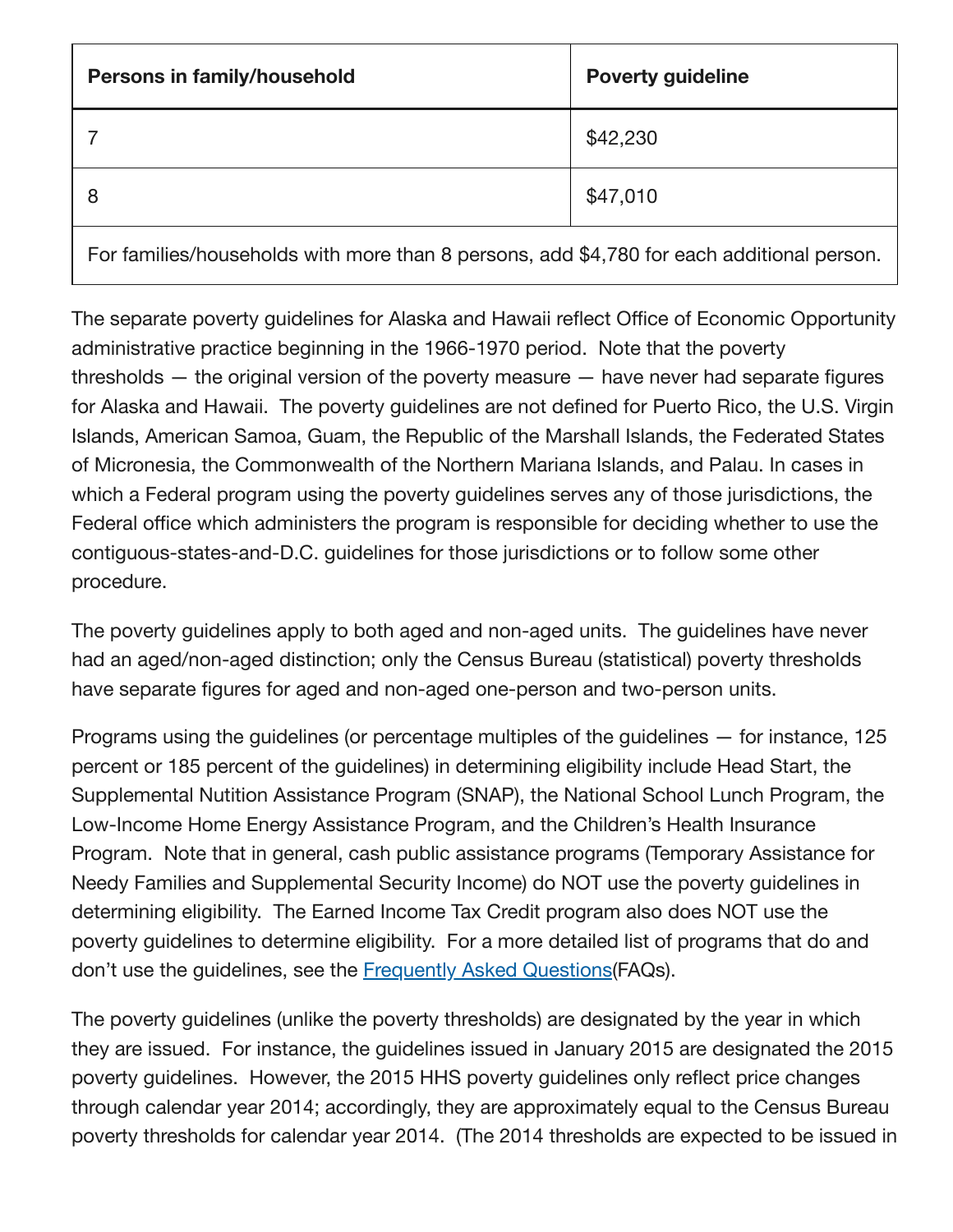| Persons in family/household | Poverty guideline |
| --- | --- |
| 7 | $42,230 |
| 8 | $47,010 |
| For families/households with more than 8 persons, add $4,780 for each additional person. | |

The separate poverty guidelines for Alaska and Hawaii reflect Office of Economic Opportunity administrative practice beginning in the 1966-1970 period. Note that the poverty thresholds — the original version of the poverty measure — have never had separate figures for Alaska and Hawaii. The poverty guidelines are not defined for Puerto Rico, the U.S. Virgin Islands, American Samoa, Guam, the Republic of the Marshall Islands, the Federated States of Micronesia, the Commonwealth of the Northern Mariana Islands, and Palau. In cases in which a Federal program using the poverty guidelines serves any of those jurisdictions, the Federal office which administers the program is responsible for deciding whether to use the contiguous-states-and-D.C. guidelines for those jurisdictions or to follow some other procedure.

The poverty guidelines apply to both aged and non-aged units. The guidelines have never had an aged/non-aged distinction; only the Census Bureau (statistical) poverty thresholds have separate figures for aged and non-aged one-person and two-person units.

Programs using the guidelines (or percentage multiples of the guidelines — for instance, 125 percent or 185 percent of the guidelines) in determining eligibility include Head Start, the Supplemental Nutition Assistance Program (SNAP), the National School Lunch Program, the Low-Income Home Energy Assistance Program, and the Children's Health Insurance Program. Note that in general, cash public assistance programs (Temporary Assistance for Needy Families and Supplemental Security Income) do NOT use the poverty guidelines in determining eligibility. The Earned Income Tax Credit program also does NOT use the poverty guidelines to determine eligibility. For a more detailed list of programs that do and don't use the guidelines, see the [Frequently Asked Questions](FAQs).

The poverty guidelines (unlike the poverty thresholds) are designated by the year in which they are issued. For instance, the guidelines issued in January 2015 are designated the 2015 poverty guidelines. However, the 2015 HHS poverty guidelines only reflect price changes through calendar year 2014; accordingly, they are approximately equal to the Census Bureau poverty thresholds for calendar year 2014. (The 2014 thresholds are expected to be issued in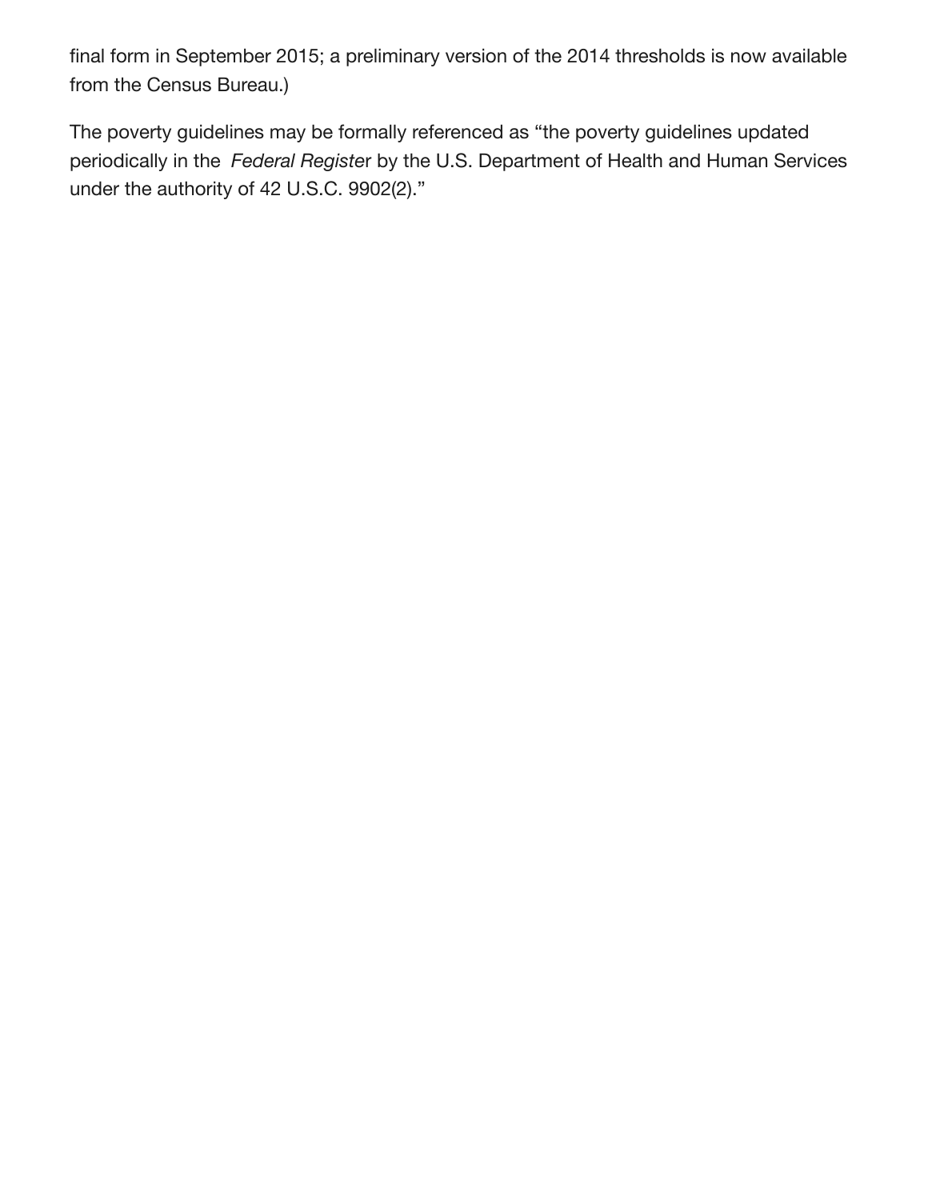final form in September 2015; a preliminary version of the 2014 thresholds is now available from the Census Bureau.)

The poverty guidelines may be formally referenced as "the poverty guidelines updated periodically in the *Federal Register* by the U.S. Department of Health and Human Services under the authority of 42 U.S.C. 9902(2)."